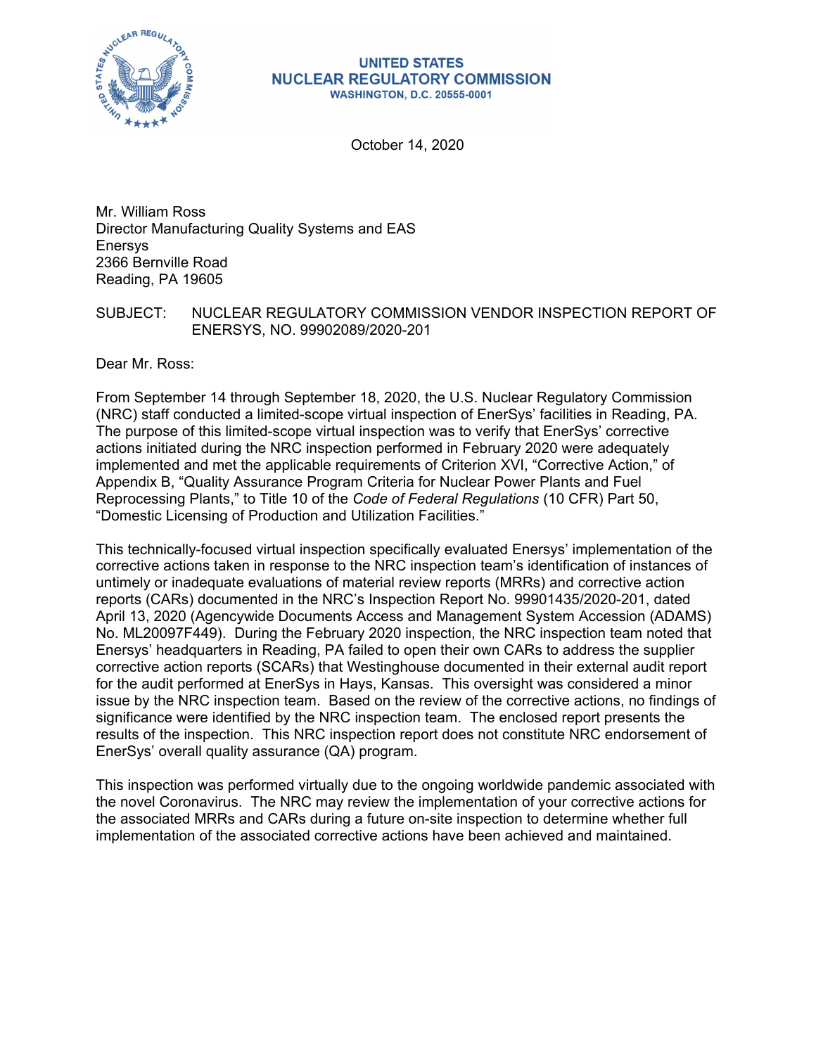**UNITED STATES**
**NUCLEAR REGULATORY COMMISSION**
**WASHINGTON, D.C. 20555-0001**

October 14, 2020

Mr. William Ross
Director Manufacturing Quality Systems and EAS
Enersys
2366 Bernville Road
Reading, PA 19605

SUBJECT: NUCLEAR REGULATORY COMMISSION VENDOR INSPECTION REPORT OF ENERSYS, NO. 99902089/2020-201

Dear Mr. Ross:

From September 14 through September 18, 2020, the U.S. Nuclear Regulatory Commission (NRC) staff conducted a limited-scope virtual inspection of EnerSys' facilities in Reading, PA. The purpose of this limited-scope virtual inspection was to verify that EnerSys' corrective actions initiated during the NRC inspection performed in February 2020 were adequately implemented and met the applicable requirements of Criterion XVI, "Corrective Action," of Appendix B, "Quality Assurance Program Criteria for Nuclear Power Plants and Fuel Reprocessing Plants," to Title 10 of the *Code of Federal Regulations* (10 CFR) Part 50, "Domestic Licensing of Production and Utilization Facilities."

This technically-focused virtual inspection specifically evaluated Enersys' implementation of the corrective actions taken in response to the NRC inspection team's identification of instances of untimely or inadequate evaluations of material review reports (MRRs) and corrective action reports (CARs) documented in the NRC's Inspection Report No. 99901435/2020-201, dated April 13, 2020 (Agencywide Documents Access and Management System Accession (ADAMS) No. ML20097F449). During the February 2020 inspection, the NRC inspection team noted that Enersys' headquarters in Reading, PA failed to open their own CARs to address the supplier corrective action reports (SCARs) that Westinghouse documented in their external audit report for the audit performed at EnerSys in Hays, Kansas. This oversight was considered a minor issue by the NRC inspection team. Based on the review of the corrective actions, no findings of significance were identified by the NRC inspection team. The enclosed report presents the results of the inspection. This NRC inspection report does not constitute NRC endorsement of EnerSys' overall quality assurance (QA) program.

This inspection was performed virtually due to the ongoing worldwide pandemic associated with the novel Coronavirus. The NRC may review the implementation of your corrective actions for the associated MRRs and CARs during a future on-site inspection to determine whether full implementation of the associated corrective actions have been achieved and maintained.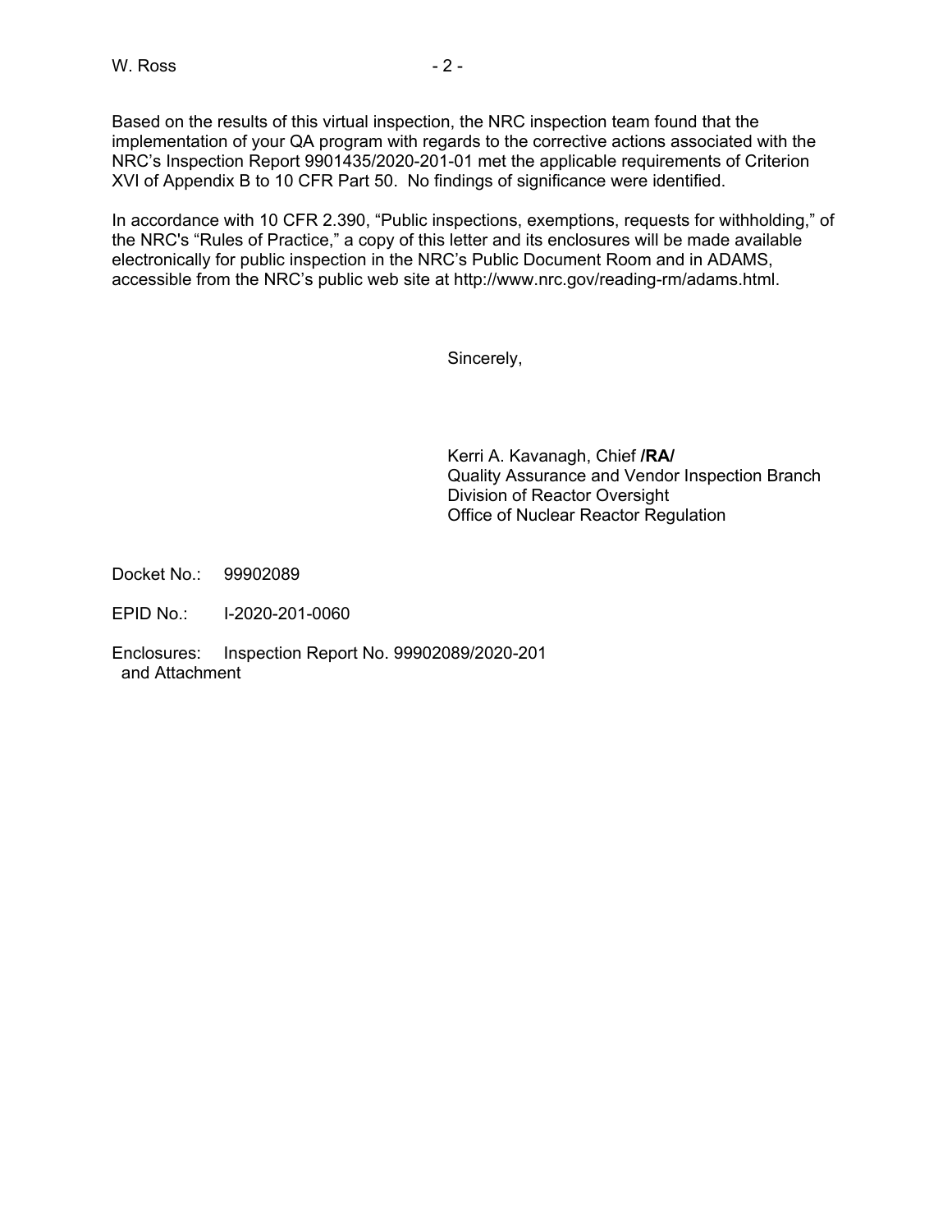Based on the results of this virtual inspection, the NRC inspection team found that the implementation of your QA program with regards to the corrective actions associated with the NRC's Inspection Report 9901435/2020-201-01 met the applicable requirements of Criterion XVI of Appendix B to 10 CFR Part 50. No findings of significance were identified.

In accordance with 10 CFR 2.390, "Public inspections, exemptions, requests for withholding," of the NRC's "Rules of Practice," a copy of this letter and its enclosures will be made available electronically for public inspection in the NRC's Public Document Room and in ADAMS, accessible from the NRC's public web site at http://www.nrc.gov/reading-rm/adams.html.

Sincerely,

Kerri A. Kavanagh, Chief **/RA/**
Quality Assurance and Vendor Inspection Branch
Division of Reactor Oversight
Office of Nuclear Reactor Regulation

Docket No.: 99902089

EPID No.: I-2020-201-0060

Enclosures: Inspection Report No. 99902089/2020-201 and Attachment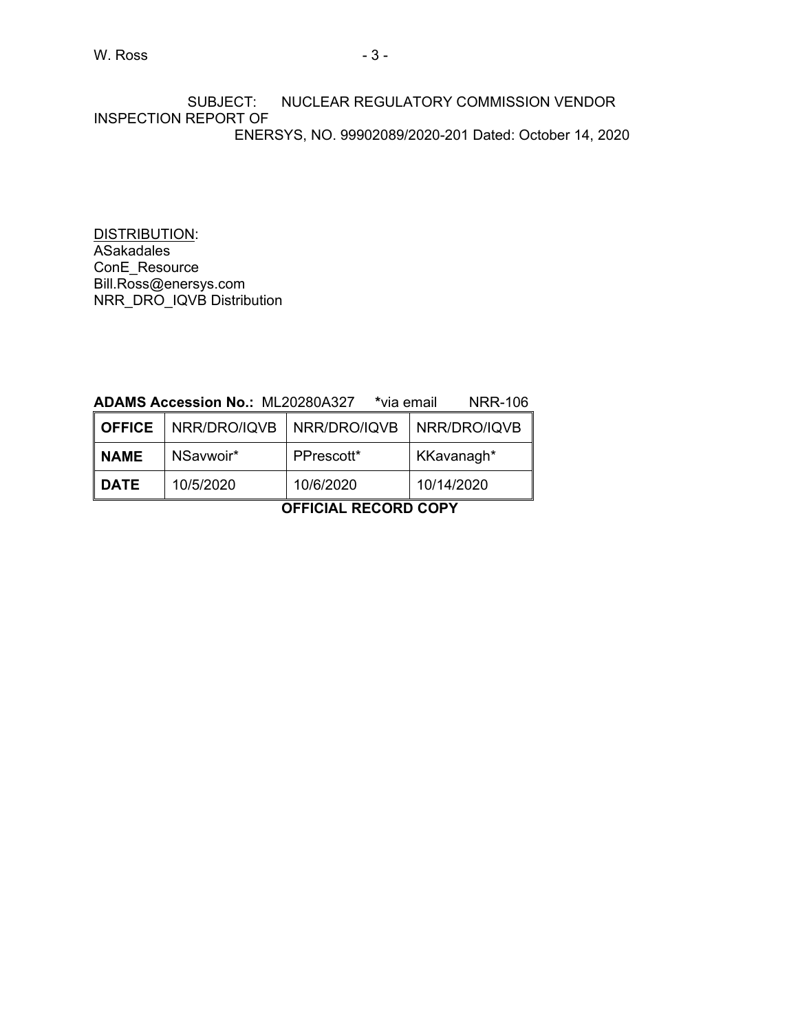SUBJECT: NUCLEAR REGULATORY COMMISSION VENDOR INSPECTION REPORT OF ENERSYS, NO. 99902089/2020-201 Dated: October 14, 2020

DISTRIBUTION:
ASakadales
ConE_Resource
Bill.Ross@enersys.com
NRR_DRO_IQVB Distribution

**ADAMS Accession No.:** ML20280A327 ***via email** NRR-106

| **OFFICE** | NRR/DRO/IQVB | NRR/DRO/IQVB | NRR/DRO/IQVB |
|---|---|---|---|
| **NAME** | NSavwoir* | PPrescott* | KKavanagh* |
| **DATE** | 10/5/2020 | 10/6/2020 | 10/14/2020 |

**OFFICIAL RECORD COPY**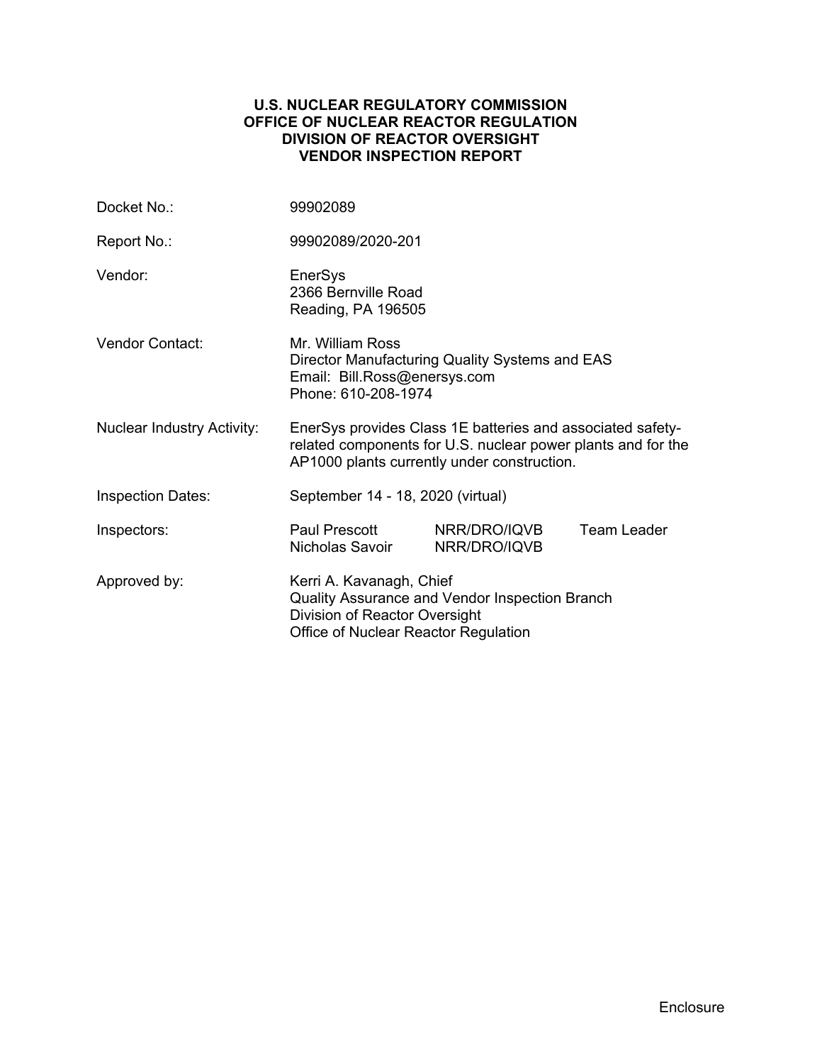**U.S. NUCLEAR REGULATORY COMMISSION**
**OFFICE OF NUCLEAR REACTOR REGULATION**
**DIVISION OF REACTOR OVERSIGHT**
**VENDOR INSPECTION REPORT**

| | | | |
|---|---|---|---|
| Docket No.: | 99902089 | | |
| Report No.: | 99902089/2020-201 | | |
| Vendor: | EnerSys<br>2366 Bernville Road<br>Reading, PA 196505 | | |
| Vendor Contact: | Mr. William Ross<br>Director Manufacturing Quality Systems and EAS<br>Email: Bill.Ross@enersys.com<br>Phone: 610-208-1974 | | |
| Nuclear Industry Activity: | EnerSys provides Class 1E batteries and associated safety-related components for U.S. nuclear power plants and for the AP1000 plants currently under construction. | | |
| Inspection Dates: | September 14 - 18, 2020 (virtual) | | |
| Inspectors: | Paul Prescott | NRR/DRO/IQVB | Team Leader |
| | Nicholas Savoir | NRR/DRO/IQVB | |
| Approved by: | Kerri A. Kavanagh, Chief<br>Quality Assurance and Vendor Inspection Branch<br>Division of Reactor Oversight<br>Office of Nuclear Reactor Regulation | | |

Enclosure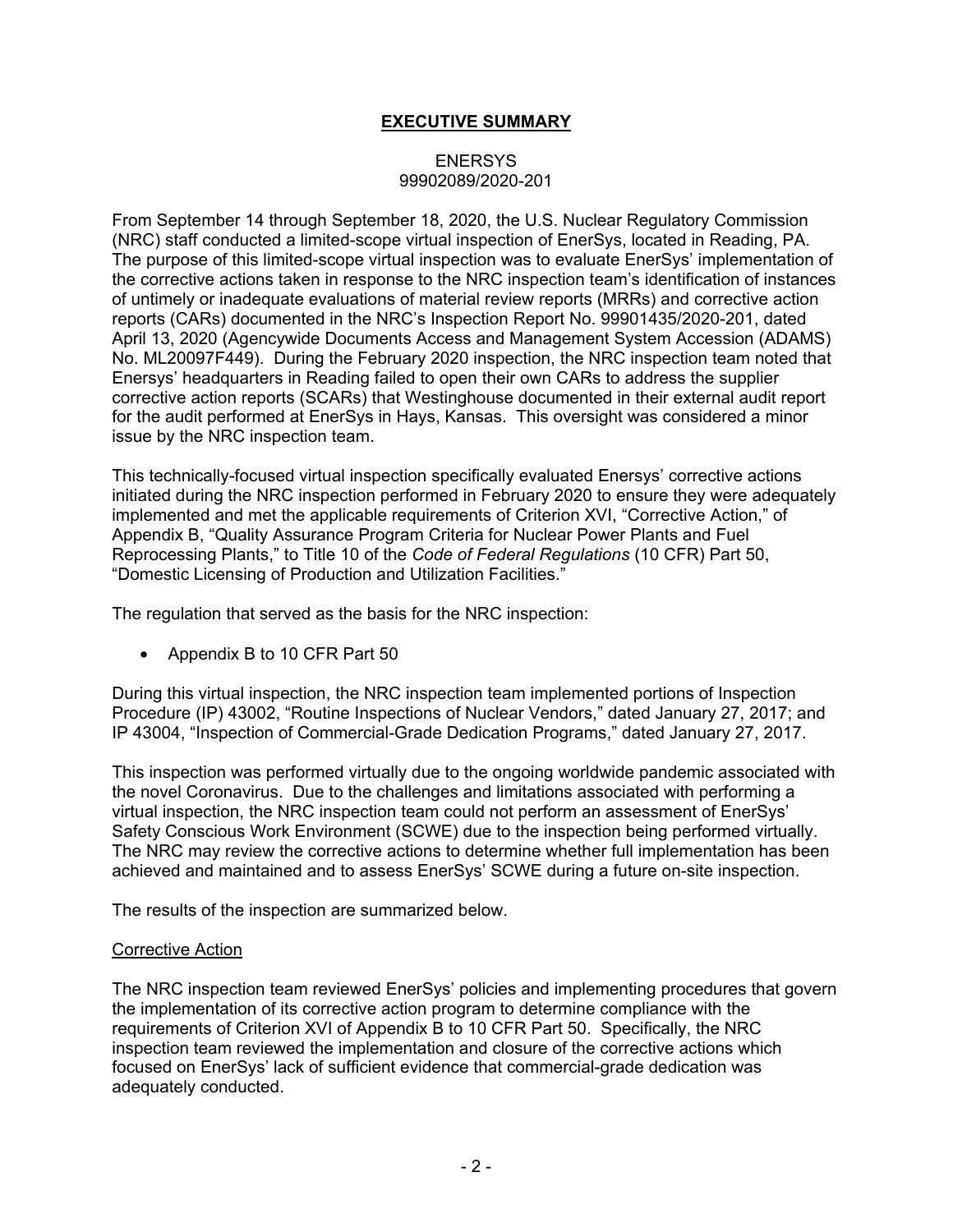# EXECUTIVE SUMMARY

ENERSYS
99902089/2020-201

From September 14 through September 18, 2020, the U.S. Nuclear Regulatory Commission (NRC) staff conducted a limited-scope virtual inspection of EnerSys, located in Reading, PA. The purpose of this limited-scope virtual inspection was to evaluate EnerSys' implementation of the corrective actions taken in response to the NRC inspection team's identification of instances of untimely or inadequate evaluations of material review reports (MRRs) and corrective action reports (CARs) documented in the NRC's Inspection Report No. 99901435/2020-201, dated April 13, 2020 (Agencywide Documents Access and Management System Accession (ADAMS) No. ML20097F449). During the February 2020 inspection, the NRC inspection team noted that Enersys' headquarters in Reading failed to open their own CARs to address the supplier corrective action reports (SCARs) that Westinghouse documented in their external audit report for the audit performed at EnerSys in Hays, Kansas. This oversight was considered a minor issue by the NRC inspection team.

This technically-focused virtual inspection specifically evaluated Enersys' corrective actions initiated during the NRC inspection performed in February 2020 to ensure they were adequately implemented and met the applicable requirements of Criterion XVI, "Corrective Action," of Appendix B, "Quality Assurance Program Criteria for Nuclear Power Plants and Fuel Reprocessing Plants," to Title 10 of the *Code of Federal Regulations* (10 CFR) Part 50, "Domestic Licensing of Production and Utilization Facilities."

The regulation that served as the basis for the NRC inspection:

- Appendix B to 10 CFR Part 50

During this virtual inspection, the NRC inspection team implemented portions of Inspection Procedure (IP) 43002, "Routine Inspections of Nuclear Vendors," dated January 27, 2017; and IP 43004, "Inspection of Commercial-Grade Dedication Programs," dated January 27, 2017.

This inspection was performed virtually due to the ongoing worldwide pandemic associated with the novel Coronavirus. Due to the challenges and limitations associated with performing a virtual inspection, the NRC inspection team could not perform an assessment of EnerSys' Safety Conscious Work Environment (SCWE) due to the inspection being performed virtually. The NRC may review the corrective actions to determine whether full implementation has been achieved and maintained and to assess EnerSys' SCWE during a future on-site inspection.

The results of the inspection are summarized below.

Corrective Action

The NRC inspection team reviewed EnerSys' policies and implementing procedures that govern the implementation of its corrective action program to determine compliance with the requirements of Criterion XVI of Appendix B to 10 CFR Part 50. Specifically, the NRC inspection team reviewed the implementation and closure of the corrective actions which focused on EnerSys' lack of sufficient evidence that commercial-grade dedication was adequately conducted.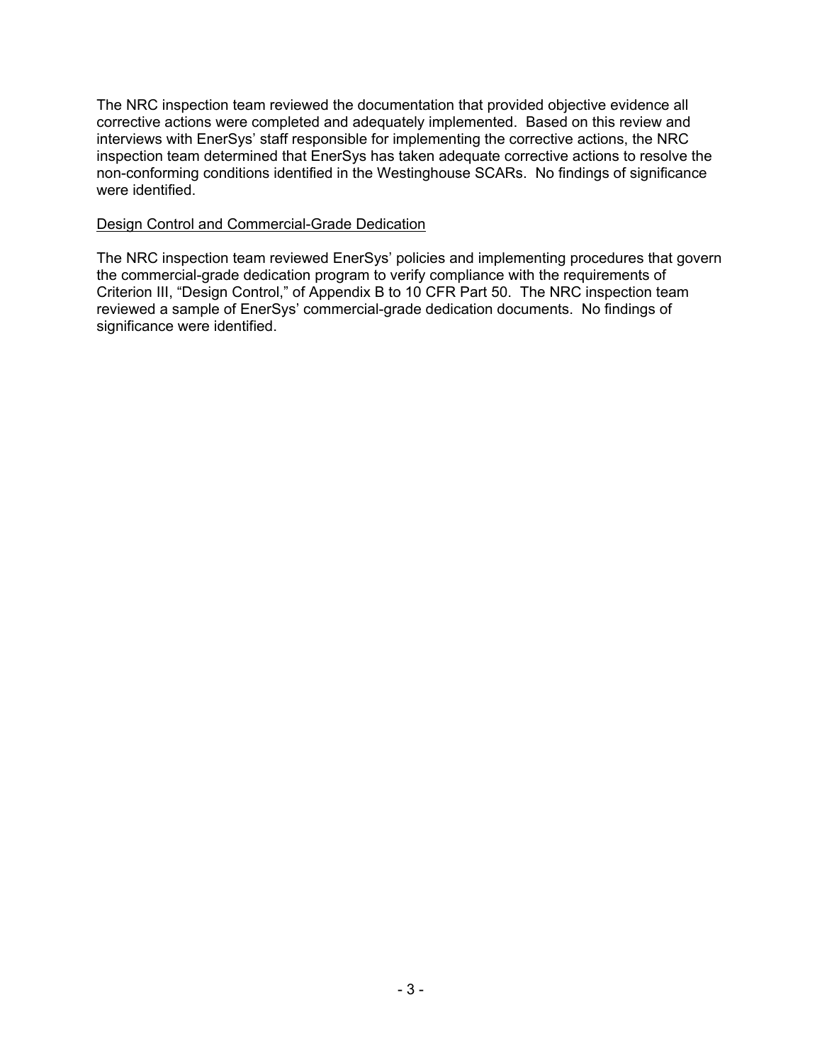The NRC inspection team reviewed the documentation that provided objective evidence all corrective actions were completed and adequately implemented. Based on this review and interviews with EnerSys' staff responsible for implementing the corrective actions, the NRC inspection team determined that EnerSys has taken adequate corrective actions to resolve the non-conforming conditions identified in the Westinghouse SCARs. No findings of significance were identified.

<u>Design Control and Commercial-Grade Dedication</u>

The NRC inspection team reviewed EnerSys' policies and implementing procedures that govern the commercial-grade dedication program to verify compliance with the requirements of Criterion III, "Design Control," of Appendix B to 10 CFR Part 50. The NRC inspection team reviewed a sample of EnerSys' commercial-grade dedication documents. No findings of significance were identified.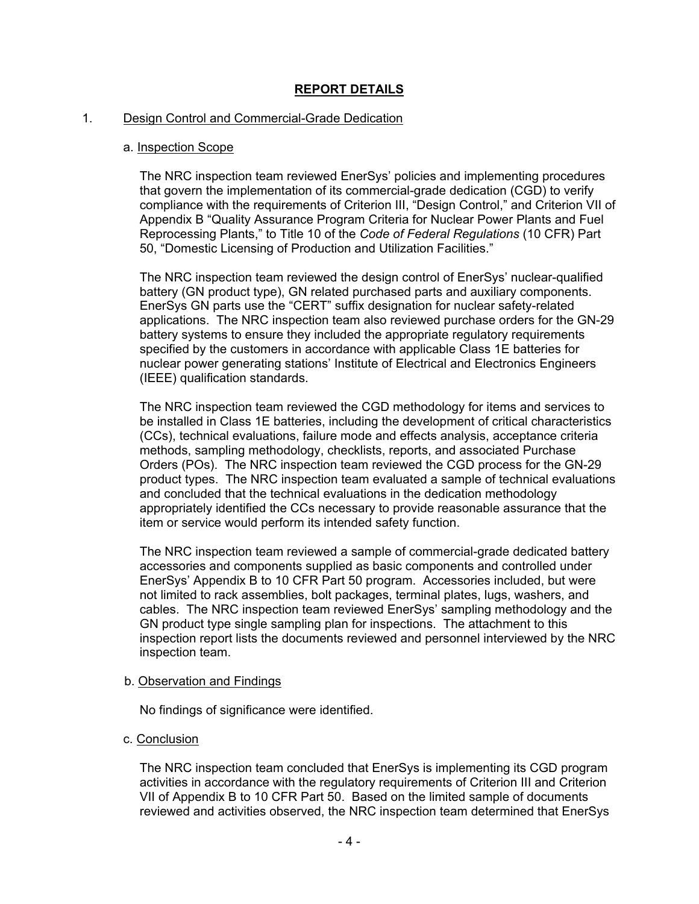## **REPORT DETAILS**

1. Design Control and Commercial-Grade Dedication

a. Inspection Scope

The NRC inspection team reviewed EnerSys' policies and implementing procedures that govern the implementation of its commercial-grade dedication (CGD) to verify compliance with the requirements of Criterion III, "Design Control," and Criterion VII of Appendix B "Quality Assurance Program Criteria for Nuclear Power Plants and Fuel Reprocessing Plants," to Title 10 of the *Code of Federal Regulations* (10 CFR) Part 50, "Domestic Licensing of Production and Utilization Facilities."

The NRC inspection team reviewed the design control of EnerSys' nuclear-qualified battery (GN product type), GN related purchased parts and auxiliary components. EnerSys GN parts use the "CERT" suffix designation for nuclear safety-related applications. The NRC inspection team also reviewed purchase orders for the GN-29 battery systems to ensure they included the appropriate regulatory requirements specified by the customers in accordance with applicable Class 1E batteries for nuclear power generating stations' Institute of Electrical and Electronics Engineers (IEEE) qualification standards.

The NRC inspection team reviewed the CGD methodology for items and services to be installed in Class 1E batteries, including the development of critical characteristics (CCs), technical evaluations, failure mode and effects analysis, acceptance criteria methods, sampling methodology, checklists, reports, and associated Purchase Orders (POs). The NRC inspection team reviewed the CGD process for the GN-29 product types. The NRC inspection team evaluated a sample of technical evaluations and concluded that the technical evaluations in the dedication methodology appropriately identified the CCs necessary to provide reasonable assurance that the item or service would perform its intended safety function.

The NRC inspection team reviewed a sample of commercial-grade dedicated battery accessories and components supplied as basic components and controlled under EnerSys' Appendix B to 10 CFR Part 50 program. Accessories included, but were not limited to rack assemblies, bolt packages, terminal plates, lugs, washers, and cables. The NRC inspection team reviewed EnerSys' sampling methodology and the GN product type single sampling plan for inspections. The attachment to this inspection report lists the documents reviewed and personnel interviewed by the NRC inspection team.

b. Observation and Findings

No findings of significance were identified.

c. Conclusion

The NRC inspection team concluded that EnerSys is implementing its CGD program activities in accordance with the regulatory requirements of Criterion III and Criterion VII of Appendix B to 10 CFR Part 50. Based on the limited sample of documents reviewed and activities observed, the NRC inspection team determined that EnerSys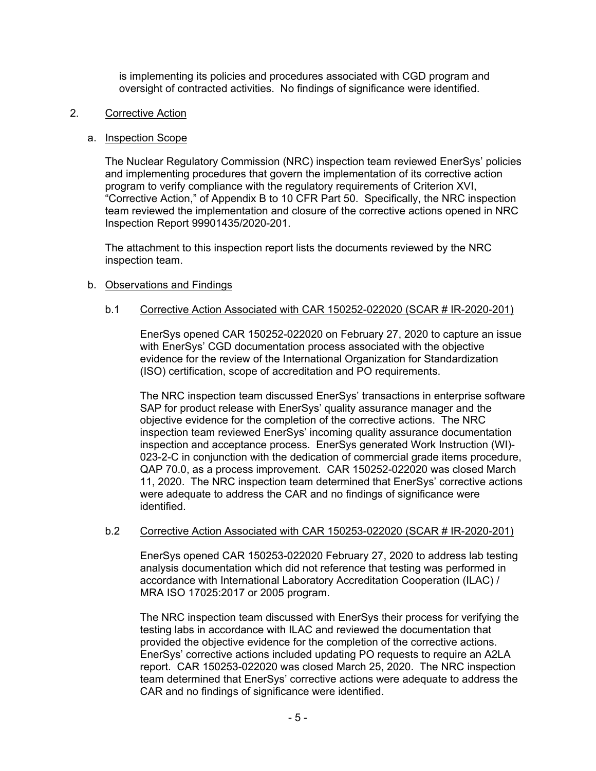is implementing its policies and procedures associated with CGD program and oversight of contracted activities. No findings of significance were identified.

2. Corrective Action

a. Inspection Scope

The Nuclear Regulatory Commission (NRC) inspection team reviewed EnerSys' policies and implementing procedures that govern the implementation of its corrective action program to verify compliance with the regulatory requirements of Criterion XVI, "Corrective Action," of Appendix B to 10 CFR Part 50. Specifically, the NRC inspection team reviewed the implementation and closure of the corrective actions opened in NRC Inspection Report 99901435/2020-201.

The attachment to this inspection report lists the documents reviewed by the NRC inspection team.

b. Observations and Findings

b.1 Corrective Action Associated with CAR 150252-022020 (SCAR # IR-2020-201)

EnerSys opened CAR 150252-022020 on February 27, 2020 to capture an issue with EnerSys' CGD documentation process associated with the objective evidence for the review of the International Organization for Standardization (ISO) certification, scope of accreditation and PO requirements.

The NRC inspection team discussed EnerSys' transactions in enterprise software SAP for product release with EnerSys' quality assurance manager and the objective evidence for the completion of the corrective actions. The NRC inspection team reviewed EnerSys' incoming quality assurance documentation inspection and acceptance process. EnerSys generated Work Instruction (WI)-023-2-C in conjunction with the dedication of commercial grade items procedure, QAP 70.0, as a process improvement. CAR 150252-022020 was closed March 11, 2020. The NRC inspection team determined that EnerSys' corrective actions were adequate to address the CAR and no findings of significance were identified.

b.2 Corrective Action Associated with CAR 150253-022020 (SCAR # IR-2020-201)

EnerSys opened CAR 150253-022020 February 27, 2020 to address lab testing analysis documentation which did not reference that testing was performed in accordance with International Laboratory Accreditation Cooperation (ILAC) / MRA ISO 17025:2017 or 2005 program.

The NRC inspection team discussed with EnerSys their process for verifying the testing labs in accordance with ILAC and reviewed the documentation that provided the objective evidence for the completion of the corrective actions. EnerSys' corrective actions included updating PO requests to require an A2LA report. CAR 150253-022020 was closed March 25, 2020. The NRC inspection team determined that EnerSys' corrective actions were adequate to address the CAR and no findings of significance were identified.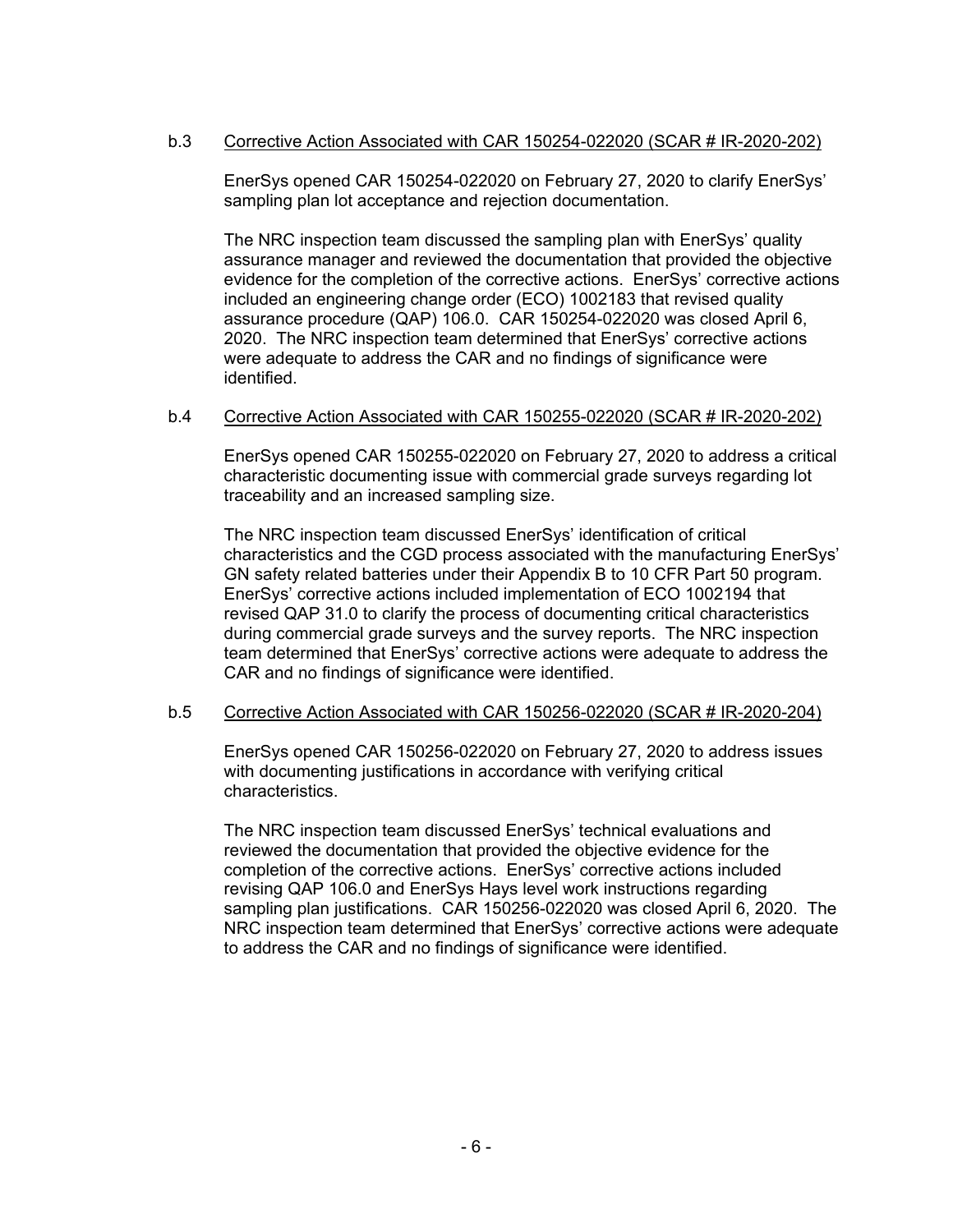b.3 Corrective Action Associated with CAR 150254-022020 (SCAR # IR-2020-202)

EnerSys opened CAR 150254-022020 on February 27, 2020 to clarify EnerSys' sampling plan lot acceptance and rejection documentation.

The NRC inspection team discussed the sampling plan with EnerSys' quality assurance manager and reviewed the documentation that provided the objective evidence for the completion of the corrective actions. EnerSys' corrective actions included an engineering change order (ECO) 1002183 that revised quality assurance procedure (QAP) 106.0. CAR 150254-022020 was closed April 6, 2020. The NRC inspection team determined that EnerSys' corrective actions were adequate to address the CAR and no findings of significance were identified.

b.4 Corrective Action Associated with CAR 150255-022020 (SCAR # IR-2020-202)

EnerSys opened CAR 150255-022020 on February 27, 2020 to address a critical characteristic documenting issue with commercial grade surveys regarding lot traceability and an increased sampling size.

The NRC inspection team discussed EnerSys' identification of critical characteristics and the CGD process associated with the manufacturing EnerSys' GN safety related batteries under their Appendix B to 10 CFR Part 50 program. EnerSys' corrective actions included implementation of ECO 1002194 that revised QAP 31.0 to clarify the process of documenting critical characteristics during commercial grade surveys and the survey reports. The NRC inspection team determined that EnerSys' corrective actions were adequate to address the CAR and no findings of significance were identified.

b.5 Corrective Action Associated with CAR 150256-022020 (SCAR # IR-2020-204)

EnerSys opened CAR 150256-022020 on February 27, 2020 to address issues with documenting justifications in accordance with verifying critical characteristics.

The NRC inspection team discussed EnerSys' technical evaluations and reviewed the documentation that provided the objective evidence for the completion of the corrective actions. EnerSys' corrective actions included revising QAP 106.0 and EnerSys Hays level work instructions regarding sampling plan justifications. CAR 150256-022020 was closed April 6, 2020. The NRC inspection team determined that EnerSys' corrective actions were adequate to address the CAR and no findings of significance were identified.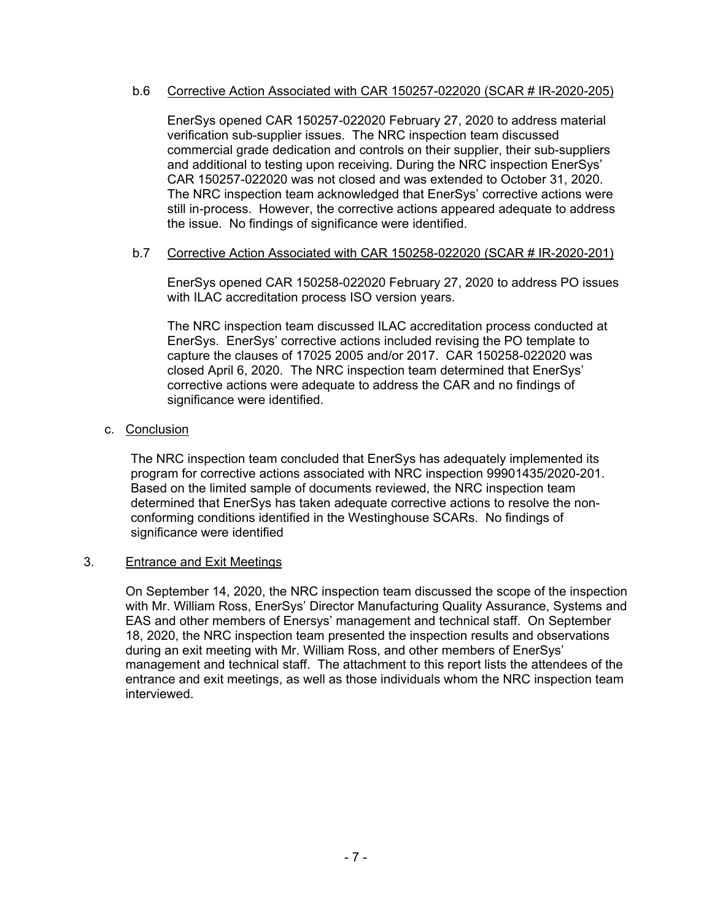b.6 Corrective Action Associated with CAR 150257-022020 (SCAR # IR-2020-205)

EnerSys opened CAR 150257-022020 February 27, 2020 to address material verification sub-supplier issues. The NRC inspection team discussed commercial grade dedication and controls on their supplier, their sub-suppliers and additional to testing upon receiving. During the NRC inspection EnerSys' CAR 150257-022020 was not closed and was extended to October 31, 2020. The NRC inspection team acknowledged that EnerSys' corrective actions were still in-process. However, the corrective actions appeared adequate to address the issue. No findings of significance were identified.

b.7 Corrective Action Associated with CAR 150258-022020 (SCAR # IR-2020-201)

EnerSys opened CAR 150258-022020 February 27, 2020 to address PO issues with ILAC accreditation process ISO version years.

The NRC inspection team discussed ILAC accreditation process conducted at EnerSys. EnerSys' corrective actions included revising the PO template to capture the clauses of 17025 2005 and/or 2017. CAR 150258-022020 was closed April 6, 2020. The NRC inspection team determined that EnerSys' corrective actions were adequate to address the CAR and no findings of significance were identified.

c. Conclusion

The NRC inspection team concluded that EnerSys has adequately implemented its program for corrective actions associated with NRC inspection 99901435/2020-201. Based on the limited sample of documents reviewed, the NRC inspection team determined that EnerSys has taken adequate corrective actions to resolve the non-conforming conditions identified in the Westinghouse SCARs. No findings of significance were identified

3. Entrance and Exit Meetings

On September 14, 2020, the NRC inspection team discussed the scope of the inspection with Mr. William Ross, EnerSys' Director Manufacturing Quality Assurance, Systems and EAS and other members of Enersys' management and technical staff. On September 18, 2020, the NRC inspection team presented the inspection results and observations during an exit meeting with Mr. William Ross, and other members of EnerSys' management and technical staff. The attachment to this report lists the attendees of the entrance and exit meetings, as well as those individuals whom the NRC inspection team interviewed.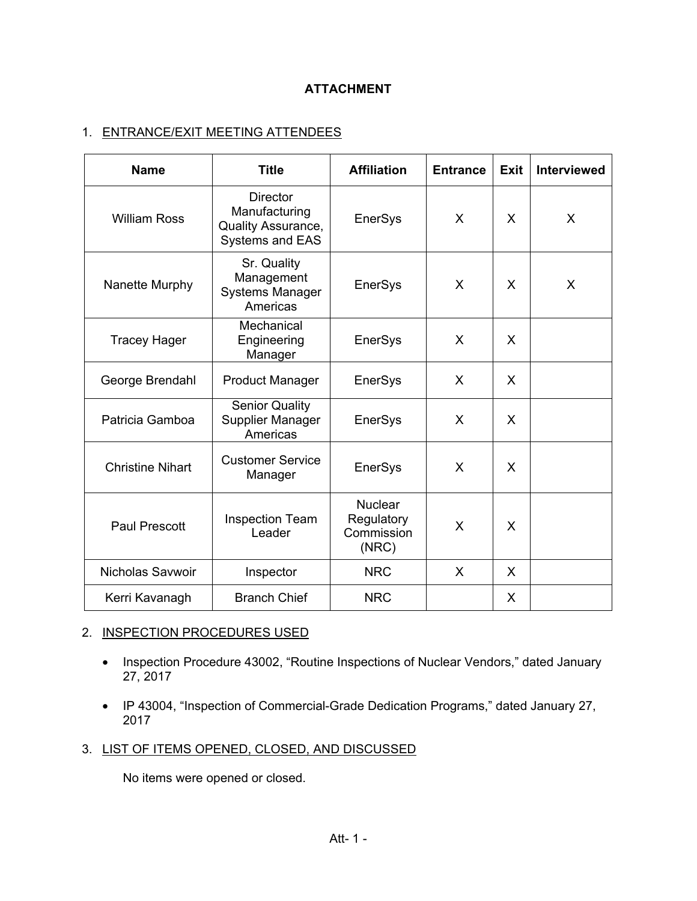# ATTACHMENT

## 1. ENTRANCE/EXIT MEETING ATTENDEES

| Name | Title | Affiliation | Entrance | Exit | Interviewed |
|---|---|---|---|---|---|
| William Ross | Director Manufacturing Quality Assurance, Systems and EAS | EnerSys | X | X | X |
| Nanette Murphy | Sr. Quality Management Systems Manager Americas | EnerSys | X | X | X |
| Tracey Hager | Mechanical Engineering Manager | EnerSys | X | X | |
| George Brendahl | Product Manager | EnerSys | X | X | |
| Patricia Gamboa | Senior Quality Supplier Manager Americas | EnerSys | X | X | |
| Christine Nihart | Customer Service Manager | EnerSys | X | X | |
| Paul Prescott | Inspection Team Leader | Nuclear Regulatory Commission (NRC) | X | X | |
| Nicholas Savwoir | Inspector | NRC | X | X | |
| Kerri Kavanagh | Branch Chief | NRC | | X | |

## 2. INSPECTION PROCEDURES USED

- Inspection Procedure 43002, "Routine Inspections of Nuclear Vendors," dated January 27, 2017
- IP 43004, "Inspection of Commercial-Grade Dedication Programs," dated January 27, 2017

## 3. LIST OF ITEMS OPENED, CLOSED, AND DISCUSSED

No items were opened or closed.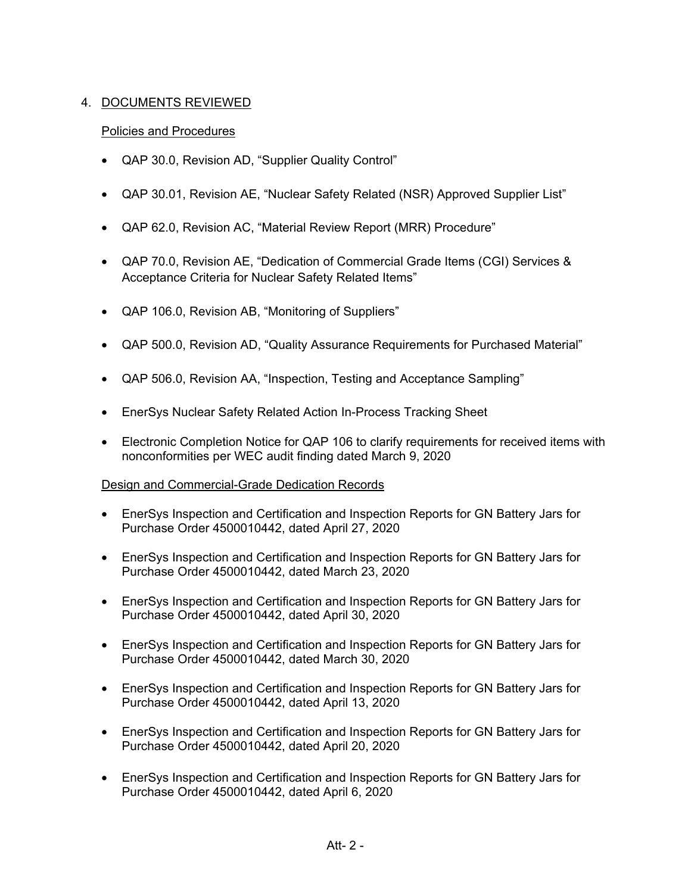## 4. DOCUMENTS REVIEWED

### Policies and Procedures

- QAP 30.0, Revision AD, "Supplier Quality Control"
- QAP 30.01, Revision AE, "Nuclear Safety Related (NSR) Approved Supplier List"
- QAP 62.0, Revision AC, "Material Review Report (MRR) Procedure"
- QAP 70.0, Revision AE, "Dedication of Commercial Grade Items (CGI) Services & Acceptance Criteria for Nuclear Safety Related Items"
- QAP 106.0, Revision AB, "Monitoring of Suppliers"
- QAP 500.0, Revision AD, "Quality Assurance Requirements for Purchased Material"
- QAP 506.0, Revision AA, "Inspection, Testing and Acceptance Sampling"
- EnerSys Nuclear Safety Related Action In-Process Tracking Sheet
- Electronic Completion Notice for QAP 106 to clarify requirements for received items with nonconformities per WEC audit finding dated March 9, 2020

### Design and Commercial-Grade Dedication Records

- EnerSys Inspection and Certification and Inspection Reports for GN Battery Jars for Purchase Order 4500010442, dated April 27, 2020
- EnerSys Inspection and Certification and Inspection Reports for GN Battery Jars for Purchase Order 4500010442, dated March 23, 2020
- EnerSys Inspection and Certification and Inspection Reports for GN Battery Jars for Purchase Order 4500010442, dated April 30, 2020
- EnerSys Inspection and Certification and Inspection Reports for GN Battery Jars for Purchase Order 4500010442, dated March 30, 2020
- EnerSys Inspection and Certification and Inspection Reports for GN Battery Jars for Purchase Order 4500010442, dated April 13, 2020
- EnerSys Inspection and Certification and Inspection Reports for GN Battery Jars for Purchase Order 4500010442, dated April 20, 2020
- EnerSys Inspection and Certification and Inspection Reports for GN Battery Jars for Purchase Order 4500010442, dated April 6, 2020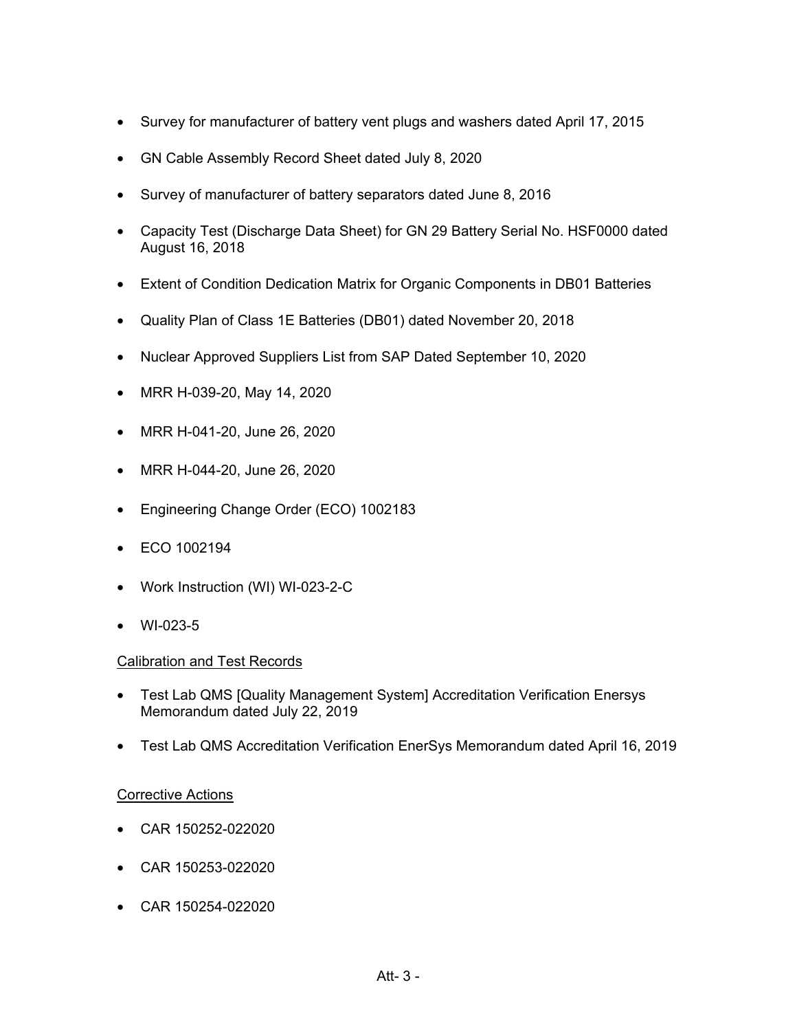- Survey for manufacturer of battery vent plugs and washers dated April 17, 2015
- GN Cable Assembly Record Sheet dated July 8, 2020
- Survey of manufacturer of battery separators dated June 8, 2016
- Capacity Test (Discharge Data Sheet) for GN 29 Battery Serial No. HSF0000 dated August 16, 2018
- Extent of Condition Dedication Matrix for Organic Components in DB01 Batteries
- Quality Plan of Class 1E Batteries (DB01) dated November 20, 2018
- Nuclear Approved Suppliers List from SAP Dated September 10, 2020
- MRR H-039-20, May 14, 2020
- MRR H-041-20, June 26, 2020
- MRR H-044-20, June 26, 2020
- Engineering Change Order (ECO) 1002183
- ECO 1002194
- Work Instruction (WI) WI-023-2-C
- WI-023-5

Calibration and Test Records

- Test Lab QMS [Quality Management System] Accreditation Verification Enersys Memorandum dated July 22, 2019
- Test Lab QMS Accreditation Verification EnerSys Memorandum dated April 16, 2019

Corrective Actions

- CAR 150252-022020
- CAR 150253-022020
- CAR 150254-022020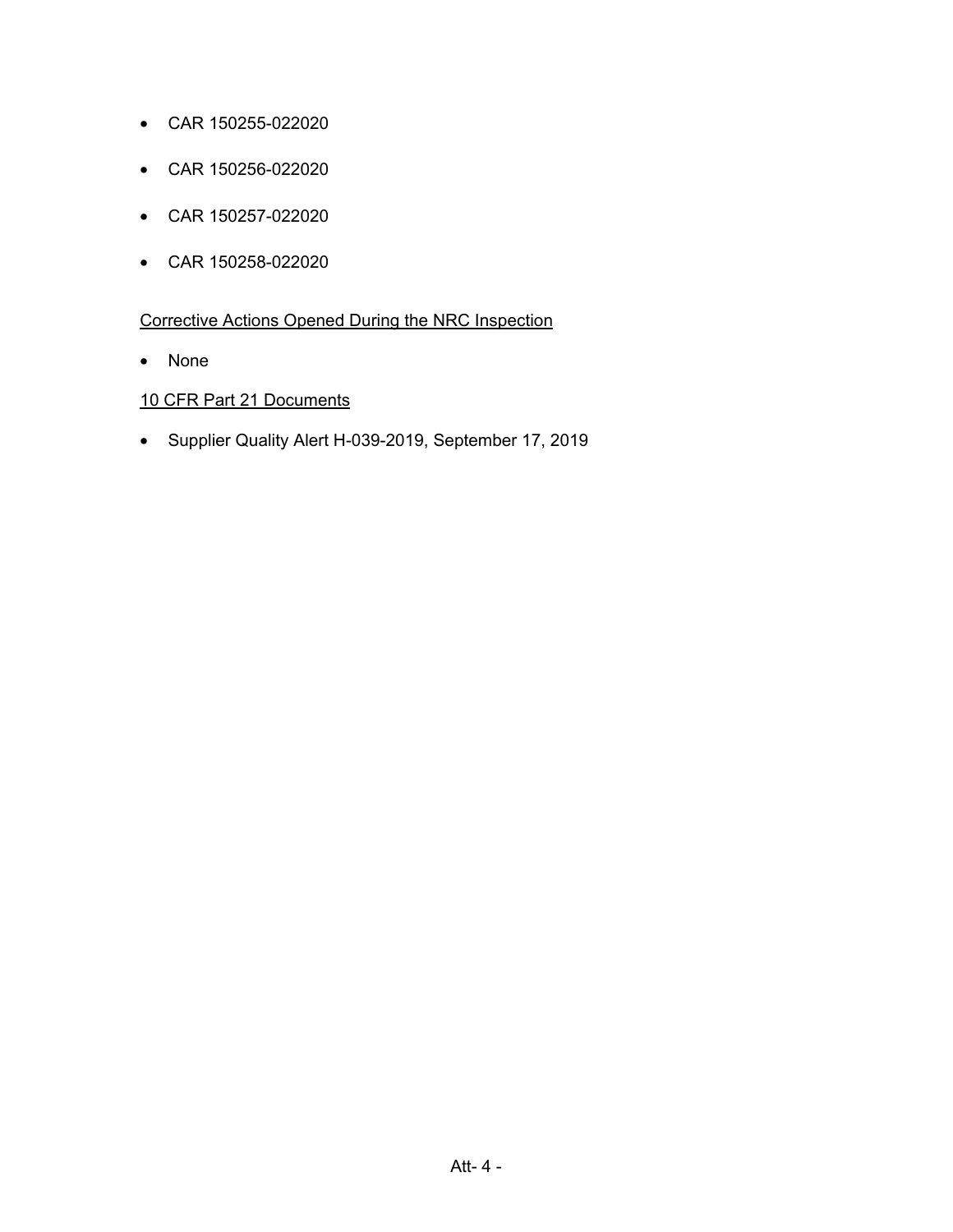- CAR 150255-022020
- CAR 150256-022020
- CAR 150257-022020
- CAR 150258-022020

Corrective Actions Opened During the NRC Inspection

- None

10 CFR Part 21 Documents

- Supplier Quality Alert H-039-2019, September 17, 2019